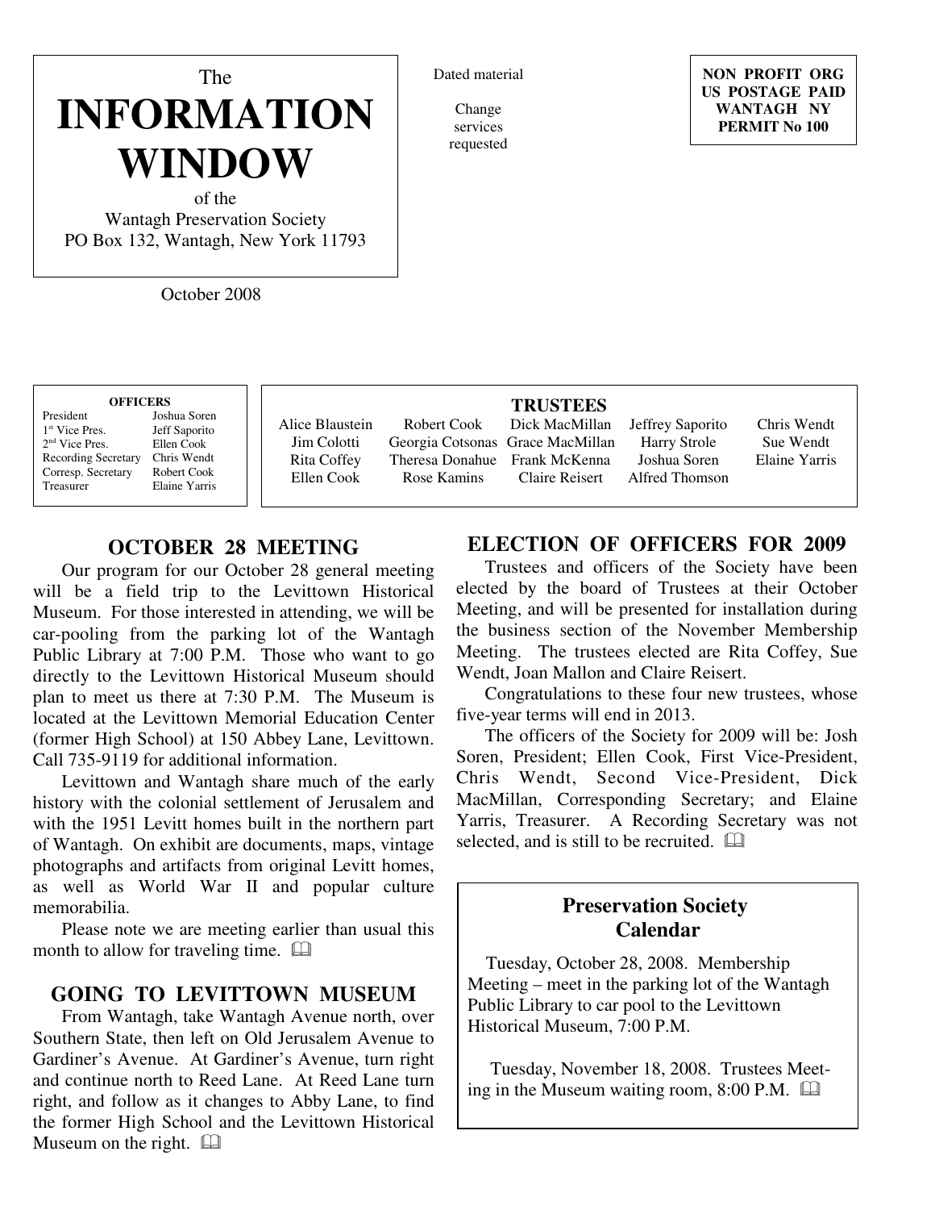The

# INFORMATION WINDOW

of the
Wantagh Preservation Society
PO Box 132, Wantagh, New York 11793

October 2008

Dated material

Change services requested

**NON PROFIT ORG**
**US POSTAGE PAID**
**WANTAGH NY**
**PERMIT No 100**

**OFFICERS**

| | |
|---|---|
| President | Joshua Soren |
| 1st Vice Pres. | Jeff Saporito |
| 2nd Vice Pres. | Ellen Cook |
| Recording Secretary | Chris Wendt |
| Corresp. Secretary | Robert Cook |
| Treasurer | Elaine Yarris |

**TRUSTEES**

| | | | | |
|---|---|---|---|---|
| Alice Blaustein | Robert Cook | Dick MacMillan | Jeffrey Saporito | Chris Wendt |
| Jim Colotti | Georgia Cotsonas | Grace MacMillan | Harry Strole | Sue Wendt |
| Rita Coffey | Theresa Donahue | Frank McKenna | Joshua Soren | Elaine Yarris |
| Ellen Cook | Rose Kamins | Claire Reisert | Alfred Thomson | |

## OCTOBER 28 MEETING

Our program for our October 28 general meeting will be a field trip to the Levittown Historical Museum. For those interested in attending, we will be car-pooling from the parking lot of the Wantagh Public Library at 7:00 P.M. Those who want to go directly to the Levittown Historical Museum should plan to meet us there at 7:30 P.M. The Museum is located at the Levittown Memorial Education Center (former High School) at 150 Abbey Lane, Levittown. Call 735-9119 for additional information.

Levittown and Wantagh share much of the early history with the colonial settlement of Jerusalem and with the 1951 Levitt homes built in the northern part of Wantagh. On exhibit are documents, maps, vintage photographs and artifacts from original Levitt homes, as well as World War II and popular culture memorabilia.

Please note we are meeting earlier than usual this month to allow for traveling time. 🕮

## GOING TO LEVITTOWN MUSEUM

From Wantagh, take Wantagh Avenue north, over Southern State, then left on Old Jerusalem Avenue to Gardiner's Avenue. At Gardiner's Avenue, turn right and continue north to Reed Lane. At Reed Lane turn right, and follow as it changes to Abby Lane, to find the former High School and the Levittown Historical Museum on the right. 🕮

## ELECTION OF OFFICERS FOR 2009

Trustees and officers of the Society have been elected by the board of Trustees at their October Meeting, and will be presented for installation during the business section of the November Membership Meeting. The trustees elected are Rita Coffey, Sue Wendt, Joan Mallon and Claire Reisert.

Congratulations to these four new trustees, whose five-year terms will end in 2013.

The officers of the Society for 2009 will be: Josh Soren, President; Ellen Cook, First Vice-President, Chris Wendt, Second Vice-President, Dick MacMillan, Corresponding Secretary; and Elaine Yarris, Treasurer. A Recording Secretary was not selected, and is still to be recruited. 🕮

### Preservation Society Calendar

Tuesday, October 28, 2008. Membership Meeting – meet in the parking lot of the Wantagh Public Library to car pool to the Levittown Historical Museum, 7:00 P.M.

Tuesday, November 18, 2008. Trustees Meeting in the Museum waiting room, 8:00 P.M. 🕮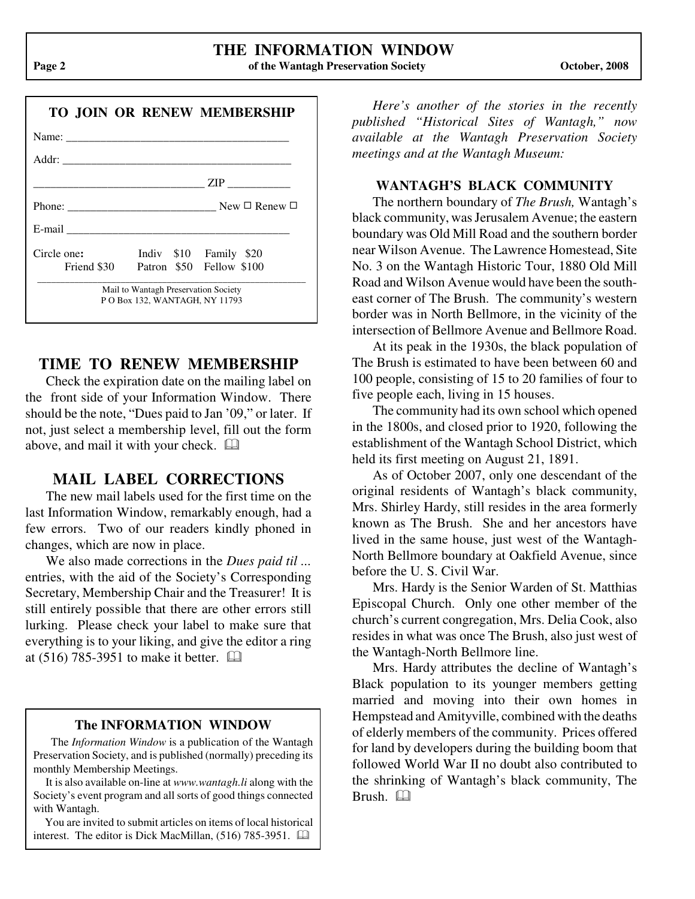## TO JOIN OR RENEW MEMBERSHIP

Name: ______________________________________

Addr: ______________________________________

_____________________________ ZIP ___________

Phone: __________________________ New ☐ Renew ☐

E-mail ______________________________________

Circle one: Indiv $10 Family $20
Friend $30 Patron $50 Fellow $100

Mail to Wantagh Preservation Society
P O Box 132, WANTAGH, NY 11793

## TIME TO RENEW MEMBERSHIP

Check the expiration date on the mailing label on the front side of your Information Window. There should be the note, "Dues paid to Jan '09," or later. If not, just select a membership level, fill out the form above, and mail it with your check. 🕮

## MAIL LABEL CORRECTIONS

The new mail labels used for the first time on the last Information Window, remarkably enough, had a few errors. Two of our readers kindly phoned in changes, which are now in place.

We also made corrections in the *Dues paid til ...* entries, with the aid of the Society's Corresponding Secretary, Membership Chair and the Treasurer! It is still entirely possible that there are other errors still lurking. Please check your label to make sure that everything is to your liking, and give the editor a ring at (516) 785-3951 to make it better. 🕮

### The INFORMATION WINDOW

The *Information Window* is a publication of the Wantagh Preservation Society, and is published (normally) preceding its monthly Membership Meetings.

It is also available on-line at *www.wantagh.li* along with the Society's event program and all sorts of good things connected with Wantagh.

You are invited to submit articles on items of local historical interest. The editor is Dick MacMillan, (516) 785-3951. 🕮

*Here's another of the stories in the recently published "Historical Sites of Wantagh," now available at the Wantagh Preservation Society meetings and at the Wantagh Museum:*

## WANTAGH'S BLACK COMMUNITY

The northern boundary of *The Brush,* Wantagh's black community, was Jerusalem Avenue; the eastern boundary was Old Mill Road and the southern border near Wilson Avenue. The Lawrence Homestead, Site No. 3 on the Wantagh Historic Tour, 1880 Old Mill Road and Wilson Avenue would have been the southeast corner of The Brush. The community's western border was in North Bellmore, in the vicinity of the intersection of Bellmore Avenue and Bellmore Road.

At its peak in the 1930s, the black population of The Brush is estimated to have been between 60 and 100 people, consisting of 15 to 20 families of four to five people each, living in 15 houses.

The community had its own school which opened in the 1800s, and closed prior to 1920, following the establishment of the Wantagh School District, which held its first meeting on August 21, 1891.

As of October 2007, only one descendant of the original residents of Wantagh's black community, Mrs. Shirley Hardy, still resides in the area formerly known as The Brush. She and her ancestors have lived in the same house, just west of the Wantagh-North Bellmore boundary at Oakfield Avenue, since before the U. S. Civil War.

Mrs. Hardy is the Senior Warden of St. Matthias Episcopal Church. Only one other member of the church's current congregation, Mrs. Delia Cook, also resides in what was once The Brush, also just west of the Wantagh-North Bellmore line.

Mrs. Hardy attributes the decline of Wantagh's Black population to its younger members getting married and moving into their own homes in Hempstead and Amityville, combined with the deaths of elderly members of the community. Prices offered for land by developers during the building boom that followed World War II no doubt also contributed to the shrinking of Wantagh's black community, The Brush. 🕮